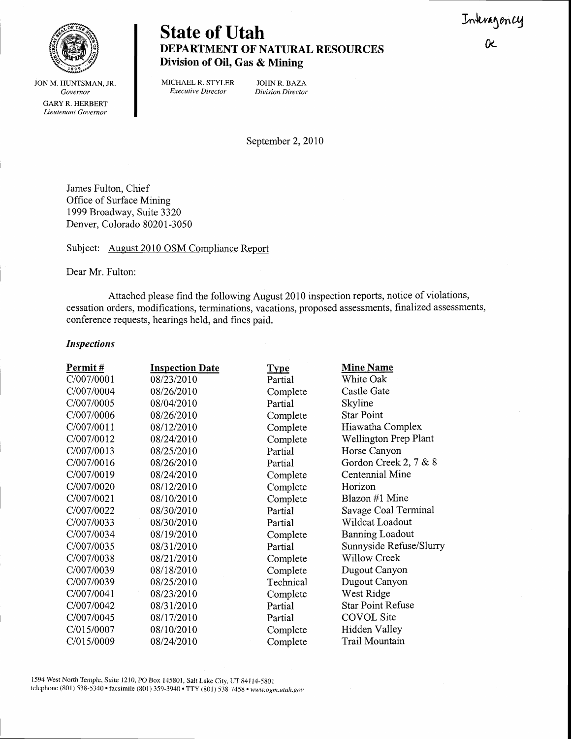Interagency

OK

JON M. HUNTSMAN, JR.
*Governor*

GARY R. HERBERT
*Lieutenant Governor*

# State of Utah
## DEPARTMENT OF NATURAL RESOURCES
### Division of Oil, Gas & Mining

MICHAEL R. STYLER
*Executive Director*

JOHN R. BAZA
*Division Director*

September 2, 2010

James Fulton, Chief
Office of Surface Mining
1999 Broadway, Suite 3320
Denver, Colorado 80201-3050

Subject: August 2010 OSM Compliance Report

Dear Mr. Fulton:

Attached please find the following August 2010 inspection reports, notice of violations, cessation orders, modifications, terminations, vacations, proposed assessments, finalized assessments, conference requests, hearings held, and fines paid.

***Inspections***

| Permit # | Inspection Date | Type | Mine Name |
|---|---|---|---|
| C/007/0001 | 08/23/2010 | Partial | White Oak |
| C/007/0004 | 08/26/2010 | Complete | Castle Gate |
| C/007/0005 | 08/04/2010 | Partial | Skyline |
| C/007/0006 | 08/26/2010 | Complete | Star Point |
| C/007/0011 | 08/12/2010 | Complete | Hiawatha Complex |
| C/007/0012 | 08/24/2010 | Complete | Wellington Prep Plant |
| C/007/0013 | 08/25/2010 | Partial | Horse Canyon |
| C/007/0016 | 08/26/2010 | Partial | Gordon Creek 2, 7 & 8 |
| C/007/0019 | 08/24/2010 | Complete | Centennial Mine |
| C/007/0020 | 08/12/2010 | Complete | Horizon |
| C/007/0021 | 08/10/2010 | Complete | Blazon #1 Mine |
| C/007/0022 | 08/30/2010 | Partial | Savage Coal Terminal |
| C/007/0033 | 08/30/2010 | Partial | Wildcat Loadout |
| C/007/0034 | 08/19/2010 | Complete | Banning Loadout |
| C/007/0035 | 08/31/2010 | Partial | Sunnyside Refuse/Slurry |
| C/007/0038 | 08/21/2010 | Complete | Willow Creek |
| C/007/0039 | 08/18/2010 | Complete | Dugout Canyon |
| C/007/0039 | 08/25/2010 | Technical | Dugout Canyon |
| C/007/0041 | 08/23/2010 | Complete | West Ridge |
| C/007/0042 | 08/31/2010 | Partial | Star Point Refuse |
| C/007/0045 | 08/17/2010 | Partial | COVOL Site |
| C/015/0007 | 08/10/2010 | Complete | Hidden Valley |
| C/015/0009 | 08/24/2010 | Complete | Trail Mountain |

1594 West North Temple, Suite 1210, PO Box 145801, Salt Lake City, UT 84114-5801
telephone (801) 538-5340 • facsimile (801) 359-3940 • TTY (801) 538-7458 • *www.ogm.utah.gov*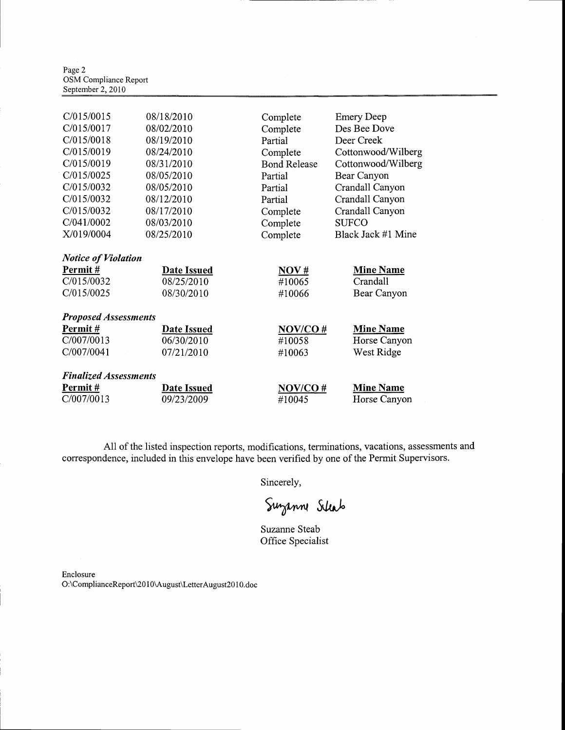| | | | |
|---|---|---|---|
| C/015/0015 | 08/18/2010 | Complete | Emery Deep |
| C/015/0017 | 08/02/2010 | Complete | Des Bee Dove |
| C/015/0018 | 08/19/2010 | Partial | Deer Creek |
| C/015/0019 | 08/24/2010 | Complete | Cottonwood/Wilberg |
| C/015/0019 | 08/31/2010 | Bond Release | Cottonwood/Wilberg |
| C/015/0025 | 08/05/2010 | Partial | Bear Canyon |
| C/015/0032 | 08/05/2010 | Partial | Crandall Canyon |
| C/015/0032 | 08/12/2010 | Partial | Crandall Canyon |
| C/015/0032 | 08/17/2010 | Complete | Crandall Canyon |
| C/041/0002 | 08/03/2010 | Complete | SUFCO |
| X/019/0004 | 08/25/2010 | Complete | Black Jack #1 Mine |

***Notice of Violation***

| Permit # | Date Issued | NOV # | Mine Name |
|---|---|---|---|
| C/015/0032 | 08/25/2010 | #10065 | Crandall |
| C/015/0025 | 08/30/2010 | #10066 | Bear Canyon |

***Proposed Assessments***

| Permit # | Date Issued | NOV/CO # | Mine Name |
|---|---|---|---|
| C/007/0013 | 06/30/2010 | #10058 | Horse Canyon |
| C/007/0041 | 07/21/2010 | #10063 | West Ridge |

***Finalized Assessments***

| Permit # | Date Issued | NOV/CO # | Mine Name |
|---|---|---|---|
| C/007/0013 | 09/23/2009 | #10045 | Horse Canyon |

All of the listed inspection reports, modifications, terminations, vacations, assessments and correspondence, included in this envelope have been verified by one of the Permit Supervisors.

Sincerely,

Suzanne Steab

Suzanne Steab
Office Specialist

Enclosure
O:\ComplianceReport\2010\August\LetterAugust2010.doc